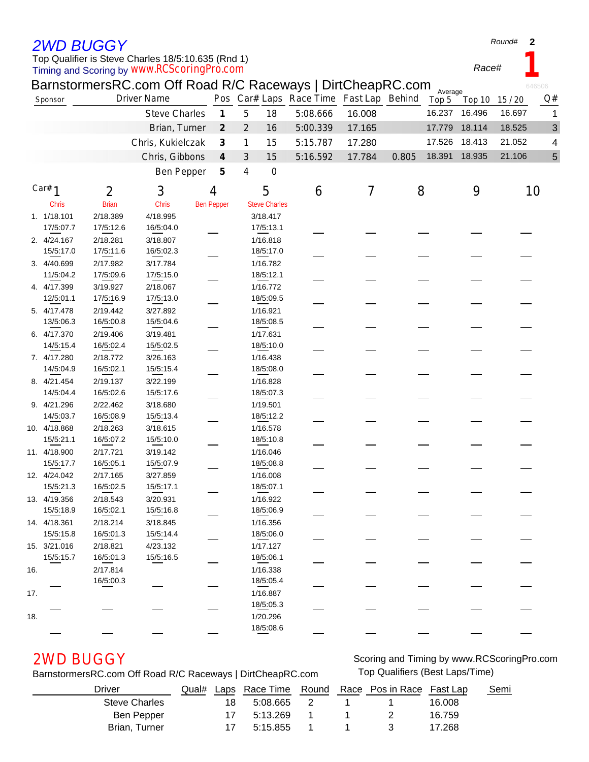# 2WD BUGGY

Top Qualifier is Steve Charles 18/5:10.635 (Rnd 1)

Timing and Scoring by www.RCScoringPro.com

Round# **2**

Race# **1**

## BarnstormersRC.com Off Road R/C Raceways | DirtCheapRC.com

646506

| Sponsor | Driver Name | Pos | Car# | Laps | Race Time | Fast Lap | Behind | Average Top 5 | Top 10 | 15 / 20 | Q# |
|---|---|---|---|---|---|---|---|---|---|---|---|
| | Steve Charles | 1 | 5 | 18 | 5:08.666 | 16.008 | | 16.237 | 16.496 | 16.697 | 1 |
| | Brian, Turner | 2 | 2 | 16 | 5:00.339 | 17.165 | | 17.779 | 18.114 | 18.525 | 3 |
| | Chris, Kukielczak | 3 | 1 | 15 | 5:15.787 | 17.280 | | 17.526 | 18.413 | 21.052 | 4 |
| | Chris, Gibbons | 4 | 3 | 15 | 5:16.592 | 17.784 | 0.805 | 18.391 | 18.935 | 21.106 | 5 |
| | Ben Pepper | 5 | 4 | 0 | | | | | | | |

| Lap | Car# 1 Chris | 2 Brian | 3 Chris | 4 Ben Pepper | 5 Steve Charles | 6 | 7 | 8 | 9 | 10 |
|---|---|---|---|---|---|---|---|---|---|---|
| 1. | 1/18.101<br>17/5:07.7 | 2/18.389<br>17/5:12.6 | 4/18.995<br>16/5:04.0 | | 3/18.417<br>17/5:13.1 | | | | | |
| 2. | 4/24.167<br>15/5:17.0 | 2/18.281<br>17/5:11.6 | 3/18.807<br>16/5:02.3 | | 1/16.818<br>18/5:17.0 | | | | | |
| 3. | 4/40.699<br>11/5:04.2 | 2/17.982<br>17/5:09.6 | 3/17.784<br>17/5:15.0 | | 1/16.782<br>18/5:12.1 | | | | | |
| 4. | 4/17.399<br>12/5:01.1 | 3/19.927<br>17/5:16.9 | 2/18.067<br>17/5:13.0 | | 1/16.772<br>18/5:09.5 | | | | | |
| 5. | 4/17.478<br>13/5:06.3 | 2/19.442<br>16/5:00.8 | 3/27.892<br>15/5:04.6 | | 1/16.921<br>18/5:08.5 | | | | | |
| 6. | 4/17.370<br>14/5:15.4 | 2/19.406<br>16/5:02.4 | 3/19.481<br>15/5:02.5 | | 1/17.631<br>18/5:10.0 | | | | | |
| 7. | 4/17.280<br>14/5:04.9 | 2/18.772<br>16/5:02.1 | 3/26.163<br>15/5:15.4 | | 1/16.438<br>18/5:08.0 | | | | | |
| 8. | 4/21.454<br>14/5:04.4 | 2/19.137<br>16/5:02.6 | 3/22.199<br>15/5:17.6 | | 1/16.828<br>18/5:07.3 | | | | | |
| 9. | 4/21.296<br>14/5:03.7 | 2/22.462<br>16/5:08.9 | 3/18.680<br>15/5:13.4 | | 1/19.501<br>18/5:12.2 | | | | | |
| 10. | 4/18.868<br>15/5:21.1 | 2/18.263<br>16/5:07.2 | 3/18.615<br>15/5:10.0 | | 1/16.578<br>18/5:10.8 | | | | | |
| 11. | 4/18.900<br>15/5:17.7 | 2/17.721<br>16/5:05.1 | 3/19.142<br>15/5:07.9 | | 1/16.046<br>18/5:08.8 | | | | | |
| 12. | 4/24.042<br>15/5:21.3 | 2/17.165<br>16/5:02.5 | 3/27.859<br>15/5:17.1 | | 1/16.008<br>18/5:07.1 | | | | | |
| 13. | 4/19.356<br>15/5:18.9 | 2/18.543<br>16/5:02.1 | 3/20.931<br>15/5:16.8 | | 1/16.922<br>18/5:06.9 | | | | | |
| 14. | 4/18.361<br>15/5:15.8 | 2/18.214<br>16/5:01.3 | 3/18.845<br>15/5:14.4 | | 1/16.356<br>18/5:06.0 | | | | | |
| 15. | 3/21.016<br>15/5:15.7 | 2/18.821<br>16/5:01.3 | 4/23.132<br>15/5:16.5 | | 1/17.127<br>18/5:06.1 | | | | | |
| 16. | | 2/17.814<br>16/5:00.3 | | | 1/16.338<br>18/5:05.4 | | | | | |
| 17. | | | | | 1/16.887<br>18/5:05.3 | | | | | |
| 18. | | | | | 1/20.296<br>18/5:08.6 | | | | | |

# 2WD BUGGY

BarnstormersRC.com Off Road R/C Raceways | DirtCheapRC.com

Scoring and Timing by www.RCScoringPro.com

Top Qualifiers (Best Laps/Time)

| Driver | Qual# | Laps | Race Time | Round | Race | Pos in Race | Fast Lap | Semi |
|---|---|---|---|---|---|---|---|---|
| Steve Charles | | 18 | 5:08.665 | 2 | 1 | 1 | 16.008 | |
| Ben Pepper | | 17 | 5:13.269 | 1 | 1 | 2 | 16.759 | |
| Brian, Turner | | 17 | 5:15.855 | 1 | 1 | 3 | 17.268 | |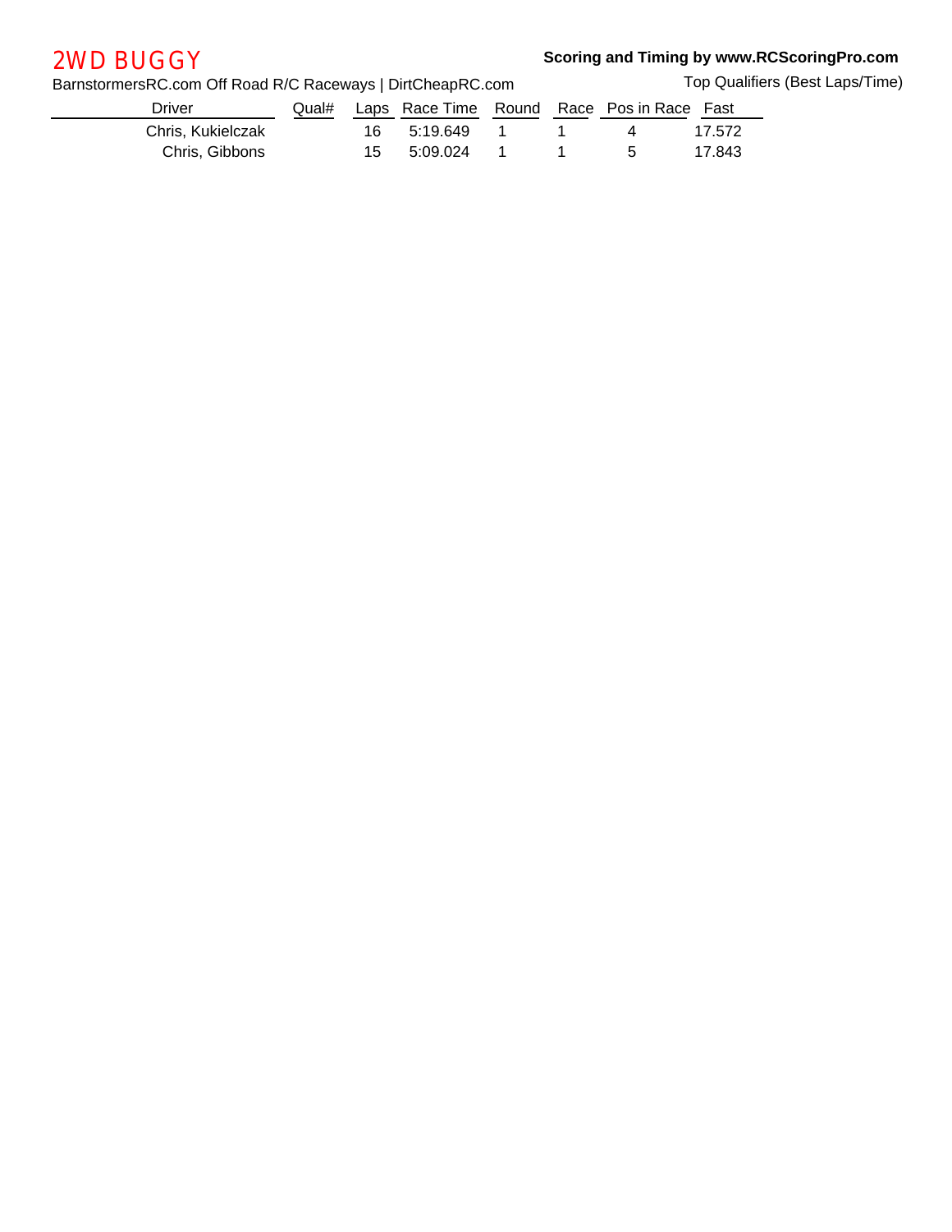# 2WD BUGGY

**Scoring and Timing by www.RCScoringPro.com**

BarnstormersRC.com Off Road R/C Raceways | DirtCheapRC.com

Top Qualifiers (Best Laps/Time)

| Driver | Qual# | Laps | Race Time | Round | Race | Pos in Race | Fast |
|---|---|---|---|---|---|---|---|
| Chris, Kukielczak | | 16 | 5:19.649 | 1 | 1 | 4 | 17.572 |
| Chris, Gibbons | | 15 | 5:09.024 | 1 | 1 | 5 | 17.843 |